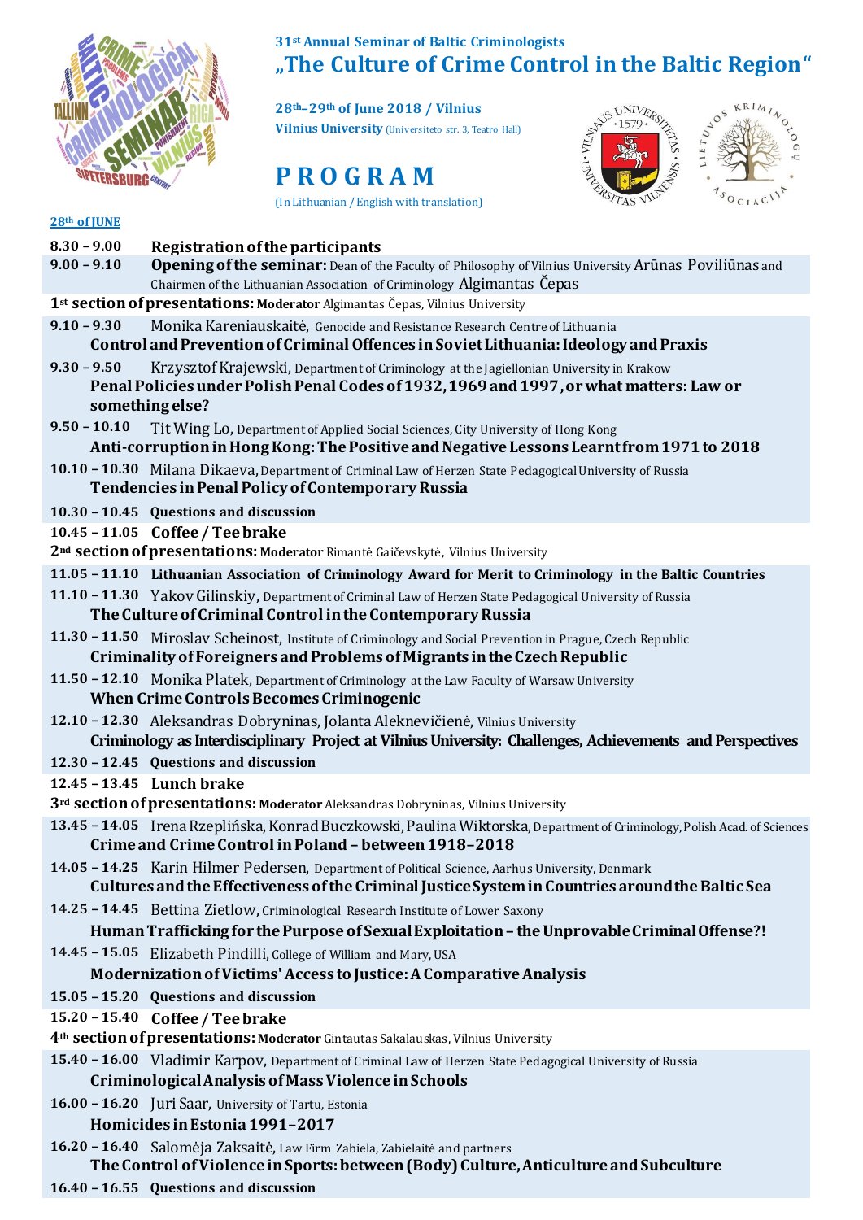31st Annual Seminar of Baltic Criminologists

# „The Culture of Crime Control in the Baltic Region"

**28th–29th of June 2018 / Vilnius**
**Vilnius University** (Universiteto str. 3, Teatro Hall)

# PROGRAM

(In Lithuanian / English with translation)

## 28th of JUNE

**8.30 – 9.00** **Registration of the participants**

**9.00 – 9.10** **Opening of the seminar:** Dean of the Faculty of Philosophy of Vilnius University Arūnas Poviliūnas and Chairmen of the Lithuanian Association of Criminology Algimantas Čepas

### 1st section of presentations: Moderator Algimantas Čepas, Vilnius University

**9.10 – 9.30** Monika Kareniauskaitė, Genocide and Resistance Research Centre of Lithuania
**Control and Prevention of Criminal Offences in Soviet Lithuania: Ideology and Praxis**

**9.30 – 9.50** Krzysztof Krajewski, Department of Criminology at the Jagiellonian University in Krakow
**Penal Policies under Polish Penal Codes of 1932, 1969 and 1997, or what matters: Law or something else?**

**9.50 – 10.10** Tit Wing Lo, Department of Applied Social Sciences, City University of Hong Kong
**Anti-corruption in Hong Kong: The Positive and Negative Lessons Learnt from 1971 to 2018**

**10.10 – 10.30** Milana Dikaeva, Department of Criminal Law of Herzen State Pedagogical University of Russia
**Tendencies in Penal Policy of Contemporary Russia**

**10.30 – 10.45** **Questions and discussion**

**10.45 – 11.05** **Coffee / Tee brake**

### 2nd section of presentations: Moderator Rimantė Gaičevskytė, Vilnius University

**11.05 – 11.10** **Lithuanian Association of Criminology Award for Merit to Criminology in the Baltic Countries**

**11.10 – 11.30** Yakov Gilinskiy, Department of Criminal Law of Herzen State Pedagogical University of Russia
**The Culture of Criminal Control in the Contemporary Russia**

**11.30 – 11.50** Miroslav Scheinost, Institute of Criminology and Social Prevention in Prague, Czech Republic
**Criminality of Foreigners and Problems of Migrants in the Czech Republic**

**11.50 – 12.10** Monika Platek, Department of Criminology at the Law Faculty of Warsaw University
**When Crime Controls Becomes Criminogenic**

**12.10 – 12.30** Aleksandras Dobryninas, Jolanta Aleknevičienė, Vilnius University
**Criminology as Interdisciplinary Project at Vilnius University: Challenges, Achievements and Perspectives**

**12.30 – 12.45** **Questions and discussion**

**12.45 – 13.45** **Lunch brake**

### 3rd section of presentations: Moderator Aleksandras Dobryninas, Vilnius University

**13.45 – 14.05** Irena Rzeplińska, Konrad Buczkowski, Paulina Wiktorska, Department of Criminology, Polish Acad. of Sciences
**Crime and Crime Control in Poland – between 1918–2018**

**14.05 – 14.25** Karin Hilmer Pedersen, Department of Political Science, Aarhus University, Denmark
**Cultures and the Effectiveness of the Criminal Justice System in Countries around the Baltic Sea**

**14.25 – 14.45** Bettina Zietlow, Criminological Research Institute of Lower Saxony
**Human Trafficking for the Purpose of Sexual Exploitation – the Unprovable Criminal Offense?!**

**14.45 – 15.05** Elizabeth Pindilli, College of William and Mary, USA
**Modernization of Victims' Access to Justice: A Comparative Analysis**

**15.05 – 15.20** **Questions and discussion**

**15.20 – 15.40** **Coffee / Tee brake**

### 4th section of presentations: Moderator Gintautas Sakalauskas, Vilnius University

**15.40 – 16.00** Vladimir Karpov, Department of Criminal Law of Herzen State Pedagogical University of Russia
**Criminological Analysis of Mass Violence in Schools**

**16.00 – 16.20** Juri Saar, University of Tartu, Estonia
**Homicides in Estonia 1991–2017**

**16.20 – 16.40** Salomėja Zaksaitė, Law Firm Zabiela, Zabielaitė and partners
**The Control of Violence in Sports: between (Body) Culture, Anticulture and Subculture**

**16.40 – 16.55** **Questions and discussion**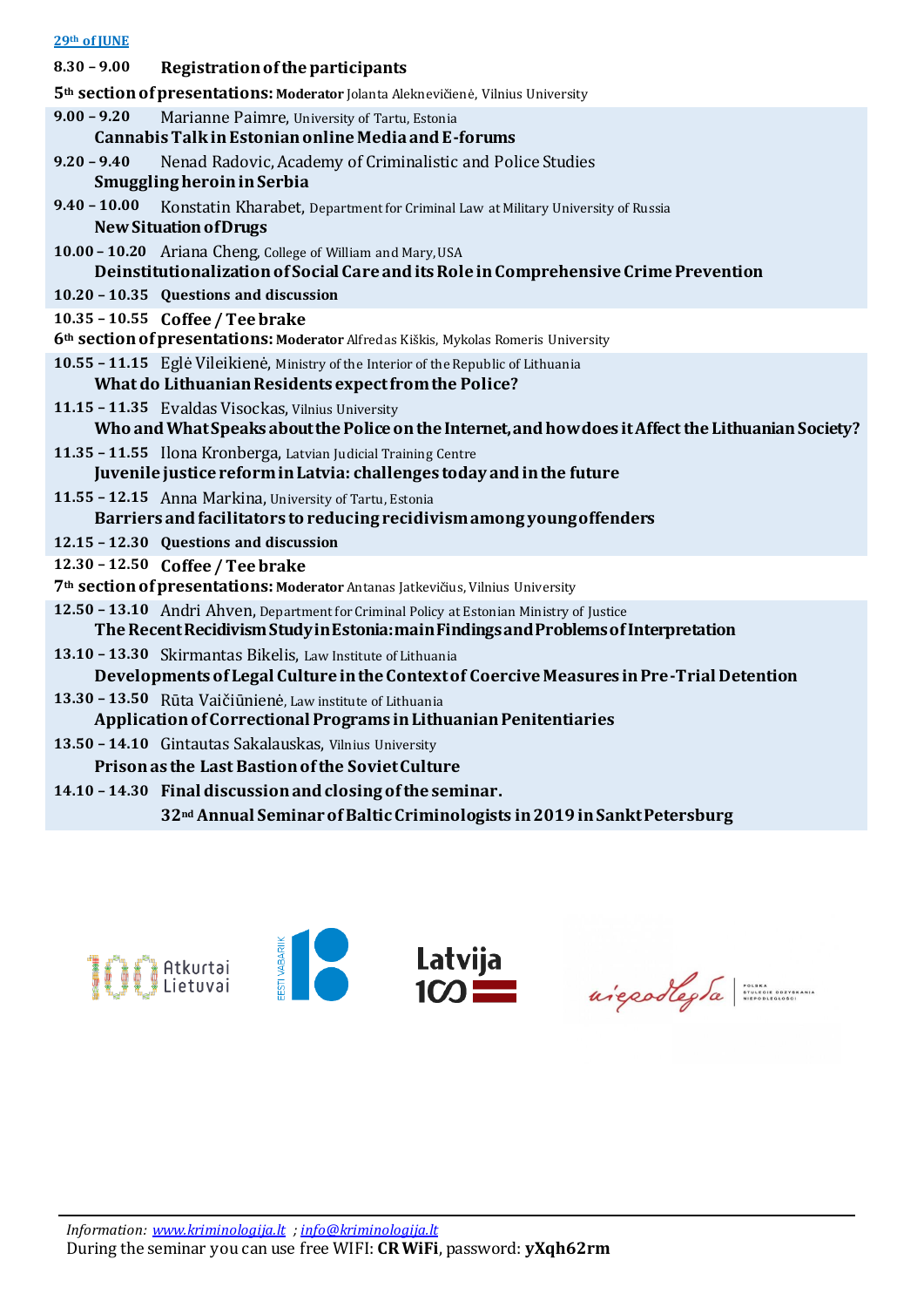29th of JUNE

**8.30 – 9.00** **Registration of the participants**

**5th section of presentations: Moderator** Jolanta Aleknevičienė, Vilnius University

**9.00 – 9.20** Marianne Paimre, University of Tartu, Estonia
**Cannabis Talk in Estonian online Media and E-forums**

**9.20 – 9.40** Nenad Radovic, Academy of Criminalistic and Police Studies
**Smuggling heroin in Serbia**

**9.40 – 10.00** Konstatin Kharabet, Department for Criminal Law at Military University of Russia
**New Situation of Drugs**

**10.00 – 10.20** Ariana Cheng, College of William and Mary, USA
**Deinstitutionalization of Social Care and its Role in Comprehensive Crime Prevention**

**10.20 – 10.35** **Questions and discussion**

**10.35 – 10.55** **Coffee / Tee brake**

**6th section of presentations: Moderator** Alfredas Kiškis, Mykolas Romeris University

**10.55 – 11.15** Eglė Vileikienė, Ministry of the Interior of the Republic of Lithuania
**What do Lithuanian Residents expect from the Police?**

**11.15 – 11.35** Evaldas Visockas, Vilnius University
**Who and What Speaks about the Police on the Internet, and how does it Affect the Lithuanian Society?**

**11.35 – 11.55** Ilona Kronberga, Latvian Judicial Training Centre
**Juvenile justice reform in Latvia: challenges today and in the future**

**11.55 – 12.15** Anna Markina, University of Tartu, Estonia
**Barriers and facilitators to reducing recidivism among young offenders**

**12.15 – 12.30** **Questions and discussion**

**12.30 – 12.50** **Coffee / Tee brake**

**7th section of presentations: Moderator** Antanas Jatkevičius, Vilnius University

**12.50 – 13.10** Andri Ahven, Department for Criminal Policy at Estonian Ministry of Justice
**The Recent Recidivism Study in Estonia: main Findings and Problems of Interpretation**

**13.10 – 13.30** Skirmantas Bikelis, Law Institute of Lithuania
**Developments of Legal Culture in the Context of Coercive Measures in Pre-Trial Detention**

**13.30 – 13.50** Rūta Vaičiūnienė, Law institute of Lithuania
**Application of Correctional Programs in Lithuanian Penitentiaries**

**13.50 – 14.10** Gintautas Sakalauskas, Vilnius University
**Prison as the Last Bastion of the Soviet Culture**

**14.10 – 14.30** **Final discussion and closing of the seminar.**

**32nd Annual Seminar of Baltic Criminologists in 2019 in Sankt Petersburg**

*Information: www.kriminologija.lt ; info@kriminologija.lt*
During the seminar you can use free WIFI: **CR WiFi**, password: **yXqh62rm**